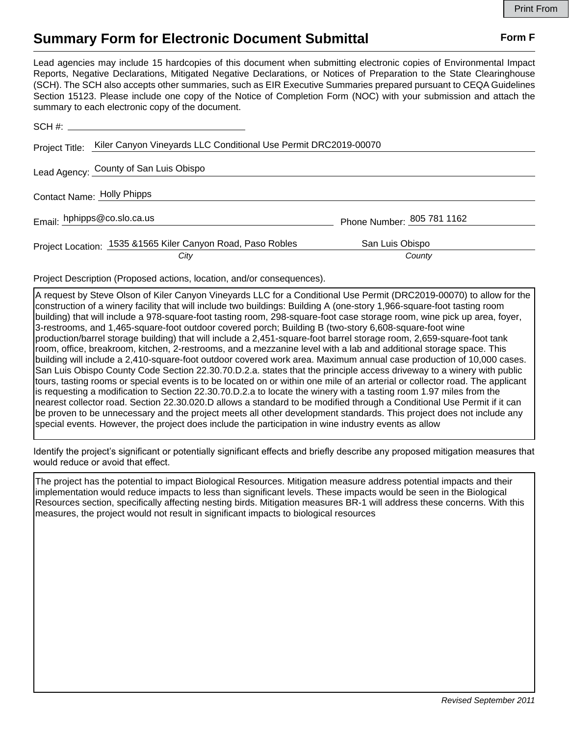Print From

# Summary Form for Electronic Document Submittal

**Form F**

Lead agencies may include 15 hardcopies of this document when submitting electronic copies of Environmental Impact Reports, Negative Declarations, Mitigated Negative Declarations, or Notices of Preparation to the State Clearinghouse (SCH). The SCH also accepts other summaries, such as EIR Executive Summaries prepared pursuant to CEQA Guidelines Section 15123. Please include one copy of the Notice of Completion Form (NOC) with your submission and attach the summary to each electronic copy of the document.

SCH #: 

Project Title: Kiler Canyon Vineyards LLC Conditional Use Permit DRC2019-00070

Lead Agency: County of San Luis Obispo

Contact Name: Holly Phipps

Email: hphipps@co.slo.ca.us

Phone Number: 805 781 1162

Project Location: 1535 &1565 Kiler Canyon Road, Paso Robles (*City*) — San Luis Obispo (*County*)

Project Description (Proposed actions, location, and/or consequences).

A request by Steve Olson of Kiler Canyon Vineyards LLC for a Conditional Use Permit (DRC2019-00070) to allow for the construction of a winery facility that will include two buildings: Building A (one-story 1,966-square-foot tasting room building) that will include a 978-square-foot tasting room, 298-square-foot case storage room, wine pick up area, foyer, 3-restrooms, and 1,465-square-foot outdoor covered porch; Building B (two-story 6,608-square-foot wine production/barrel storage building) that will include a 2,451-square-foot barrel storage room, 2,659-square-foot tank room, office, breakroom, kitchen, 2-restrooms, and a mezzanine level with a lab and additional storage space. This building will include a 2,410-square-foot outdoor covered work area. Maximum annual case production of 10,000 cases. San Luis Obispo County Code Section 22.30.70.D.2.a. states that the principle access driveway to a winery with public tours, tasting rooms or special events is to be located on or within one mile of an arterial or collector road. The applicant is requesting a modification to Section 22.30.70.D.2.a to locate the winery with a tasting room 1.97 miles from the nearest collector road. Section 22.30.020.D allows a standard to be modified through a Conditional Use Permit if it can be proven to be unnecessary and the project meets all other development standards. This project does not include any special events. However, the project does include the participation in wine industry events as allow

Identify the project's significant or potentially significant effects and briefly describe any proposed mitigation measures that would reduce or avoid that effect.

The project has the potential to impact Biological Resources. Mitigation measure address potential impacts and their implementation would reduce impacts to less than significant levels. These impacts would be seen in the Biological Resources section, specifically affecting nesting birds. Mitigation measures BR-1 will address these concerns. With this measures, the project would not result in significant impacts to biological resources

*Revised September 2011*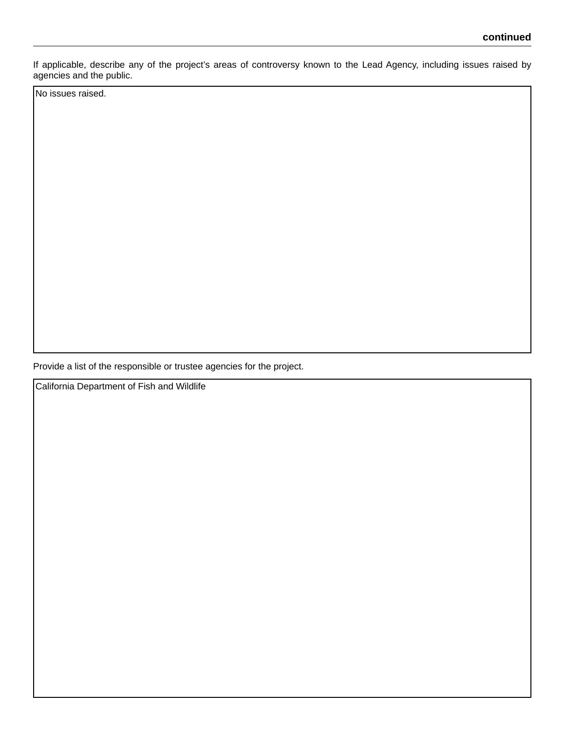**continued**

If applicable, describe any of the project's areas of controversy known to the Lead Agency, including issues raised by agencies and the public.

No issues raised.

Provide a list of the responsible or trustee agencies for the project.

California Department of Fish and Wildlife